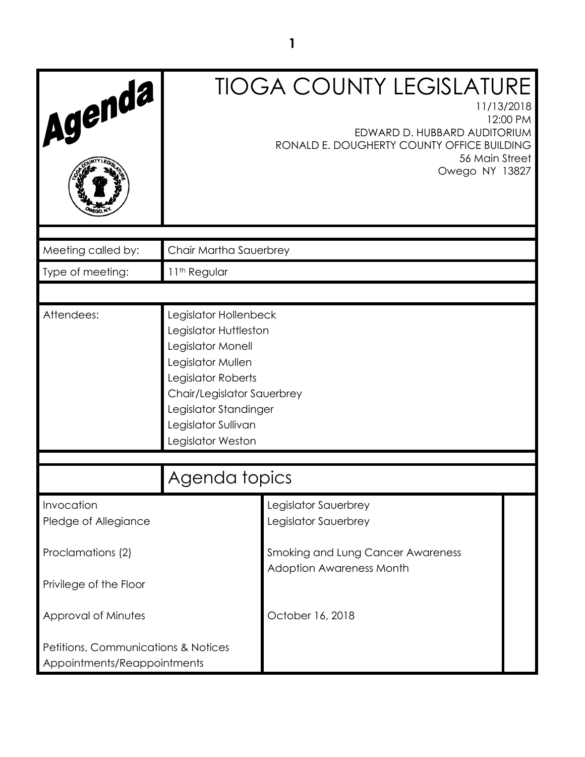# Agenda

# TIOGA COUNTY LEGISLATURE

11/13/2018
12:00 PM
EDWARD D. HUBBARD AUDITORIUM
RONALD E. DOUGHERTY COUNTY OFFICE BUILDING
56 Main Street
Owego NY 13827

| | |
|---|---|
| Meeting called by: | Chair Martha Sauerbrey |
| Type of meeting: | 11th Regular |
| Attendees: | Legislator Hollenbeck<br>Legislator Huttleston<br>Legislator Monell<br>Legislator Mullen<br>Legislator Roberts<br>Chair/Legislator Sauerbrey<br>Legislator Standinger<br>Legislator Sullivan<br>Legislator Weston |

## Agenda topics

| | | |
|---|---|---|
| Invocation | Legislator Sauerbrey | |
| Pledge of Allegiance | Legislator Sauerbrey | |
| Proclamations (2) | Smoking and Lung Cancer Awareness<br>Adoption Awareness Month | |
| Privilege of the Floor | | |
| Approval of Minutes | October 16, 2018 | |
| Petitions, Communications & Notices<br>Appointments/Reappointments | | |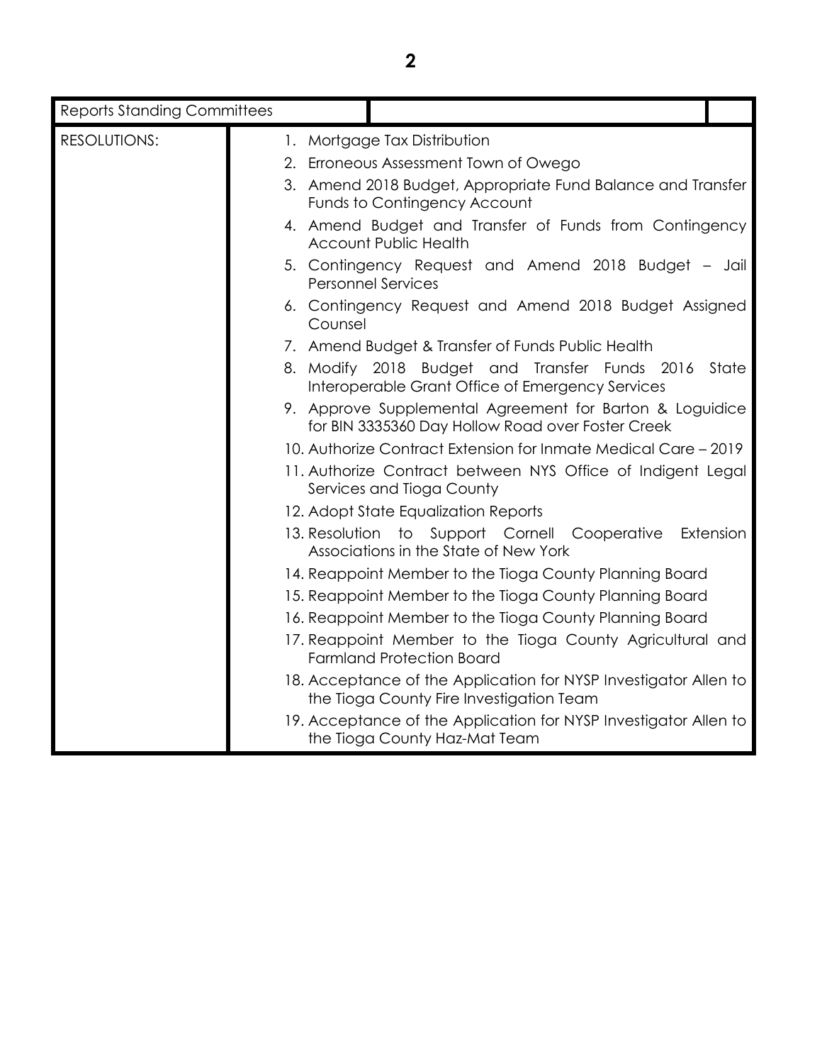| Reports Standing Committees | | |
|---|---|---|
| RESOLUTIONS: | 1. Mortgage Tax Distribution<br>2. Erroneous Assessment Town of Owego<br>3. Amend 2018 Budget, Appropriate Fund Balance and Transfer Funds to Contingency Account<br>4. Amend Budget and Transfer of Funds from Contingency Account Public Health<br>5. Contingency Request and Amend 2018 Budget – Jail Personnel Services<br>6. Contingency Request and Amend 2018 Budget Assigned Counsel<br>7. Amend Budget & Transfer of Funds Public Health<br>8. Modify 2018 Budget and Transfer Funds 2016 State Interoperable Grant Office of Emergency Services<br>9. Approve Supplemental Agreement for Barton & Loguidice for BIN 3335360 Day Hollow Road over Foster Creek<br>10. Authorize Contract Extension for Inmate Medical Care – 2019<br>11. Authorize Contract between NYS Office of Indigent Legal Services and Tioga County<br>12. Adopt State Equalization Reports<br>13. Resolution to Support Cornell Cooperative Extension Associations in the State of New York<br>14. Reappoint Member to the Tioga County Planning Board<br>15. Reappoint Member to the Tioga County Planning Board<br>16. Reappoint Member to the Tioga County Planning Board<br>17. Reappoint Member to the Tioga County Agricultural and Farmland Protection Board<br>18. Acceptance of the Application for NYSP Investigator Allen to the Tioga County Fire Investigation Team<br>19. Acceptance of the Application for NYSP Investigator Allen to the Tioga County Haz-Mat Team | |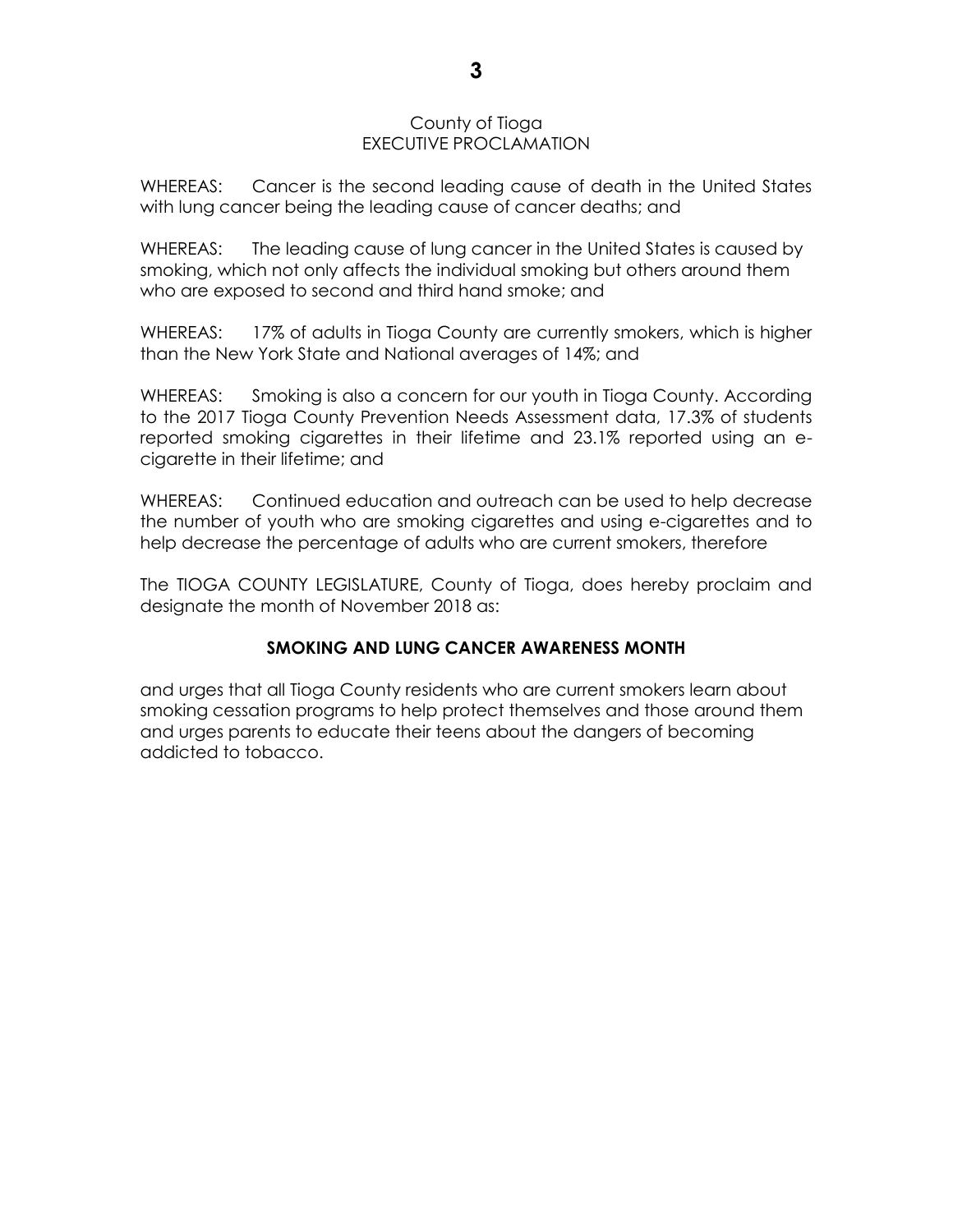County of Tioga
EXECUTIVE PROCLAMATION

WHEREAS: Cancer is the second leading cause of death in the United States with lung cancer being the leading cause of cancer deaths; and

WHEREAS: The leading cause of lung cancer in the United States is caused by smoking, which not only affects the individual smoking but others around them who are exposed to second and third hand smoke; and

WHEREAS: 17% of adults in Tioga County are currently smokers, which is higher than the New York State and National averages of 14%; and

WHEREAS: Smoking is also a concern for our youth in Tioga County. According to the 2017 Tioga County Prevention Needs Assessment data, 17.3% of students reported smoking cigarettes in their lifetime and 23.1% reported using an e-cigarette in their lifetime; and

WHEREAS: Continued education and outreach can be used to help decrease the number of youth who are smoking cigarettes and using e-cigarettes and to help decrease the percentage of adults who are current smokers, therefore

The TIOGA COUNTY LEGISLATURE, County of Tioga, does hereby proclaim and designate the month of November 2018 as:

**SMOKING AND LUNG CANCER AWARENESS MONTH**

and urges that all Tioga County residents who are current smokers learn about smoking cessation programs to help protect themselves and those around them and urges parents to educate their teens about the dangers of becoming addicted to tobacco.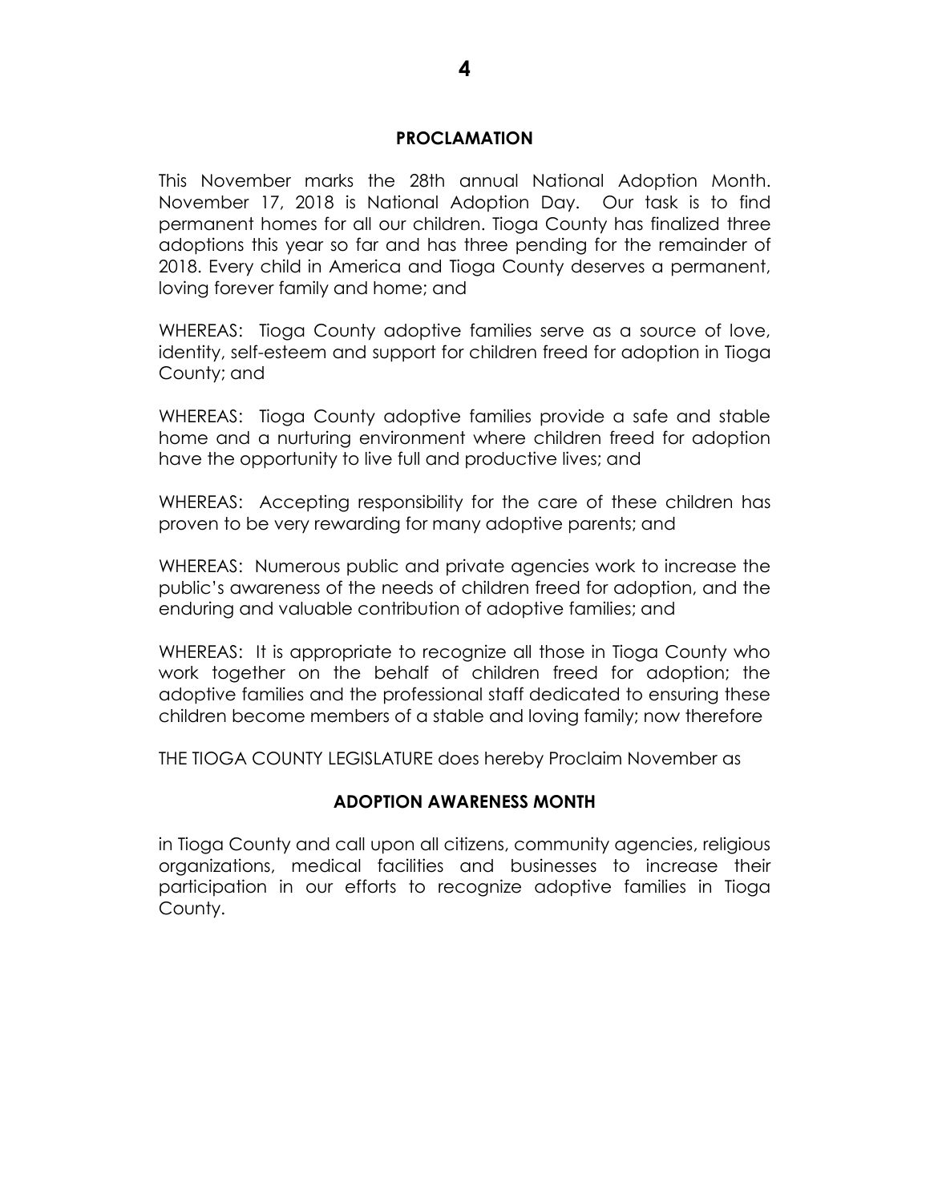## PROCLAMATION

This November marks the 28th annual National Adoption Month. November 17, 2018 is National Adoption Day. Our task is to find permanent homes for all our children. Tioga County has finalized three adoptions this year so far and has three pending for the remainder of 2018. Every child in America and Tioga County deserves a permanent, loving forever family and home; and

WHEREAS: Tioga County adoptive families serve as a source of love, identity, self-esteem and support for children freed for adoption in Tioga County; and

WHEREAS: Tioga County adoptive families provide a safe and stable home and a nurturing environment where children freed for adoption have the opportunity to live full and productive lives; and

WHEREAS: Accepting responsibility for the care of these children has proven to be very rewarding for many adoptive parents; and

WHEREAS: Numerous public and private agencies work to increase the public's awareness of the needs of children freed for adoption, and the enduring and valuable contribution of adoptive families; and

WHEREAS: It is appropriate to recognize all those in Tioga County who work together on the behalf of children freed for adoption; the adoptive families and the professional staff dedicated to ensuring these children become members of a stable and loving family; now therefore

THE TIOGA COUNTY LEGISLATURE does hereby Proclaim November as

**ADOPTION AWARENESS MONTH**

in Tioga County and call upon all citizens, community agencies, religious organizations, medical facilities and businesses to increase their participation in our efforts to recognize adoptive families in Tioga County.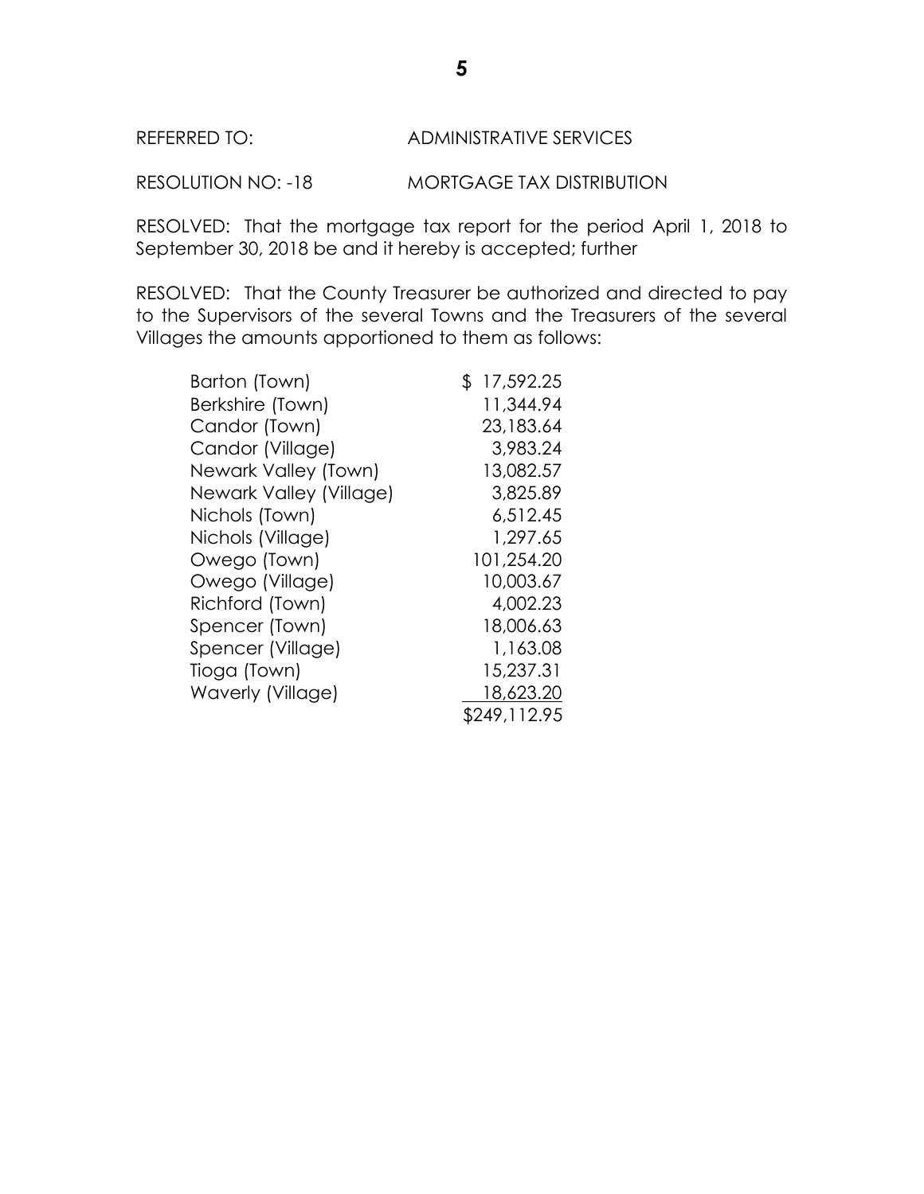REFERRED TO: ADMINISTRATIVE SERVICES

RESOLUTION NO: -18 MORTGAGE TAX DISTRIBUTION

RESOLVED: That the mortgage tax report for the period April 1, 2018 to September 30, 2018 be and it hereby is accepted; further

RESOLVED: That the County Treasurer be authorized and directed to pay to the Supervisors of the several Towns and the Treasurers of the several Villages the amounts apportioned to them as follows:

| | |
|---|---|
| Barton (Town) | $ 17,592.25 |
| Berkshire (Town) | 11,344.94 |
| Candor (Town) | 23,183.64 |
| Candor (Village) | 3,983.24 |
| Newark Valley (Town) | 13,082.57 |
| Newark Valley (Village) | 3,825.89 |
| Nichols (Town) | 6,512.45 |
| Nichols (Village) | 1,297.65 |
| Owego (Town) | 101,254.20 |
| Owego (Village) | 10,003.67 |
| Richford (Town) | 4,002.23 |
| Spencer (Town) | 18,006.63 |
| Spencer (Village) | 1,163.08 |
| Tioga (Town) | 15,237.31 |
| Waverly (Village) | 18,623.20 |
| | $249,112.95 |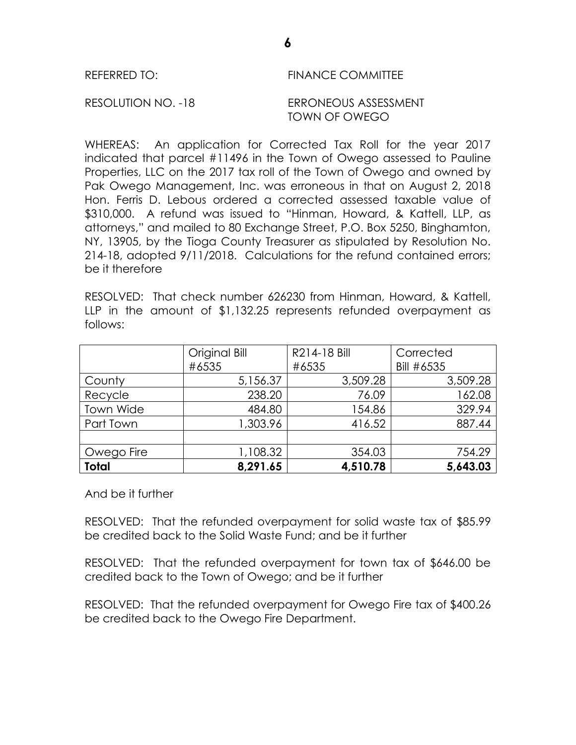REFERRED TO: FINANCE COMMITTEE

RESOLUTION NO. -18 ERRONEOUS ASSESSMENT
TOWN OF OWEGO

WHEREAS: An application for Corrected Tax Roll for the year 2017 indicated that parcel #11496 in the Town of Owego assessed to Pauline Properties, LLC on the 2017 tax roll of the Town of Owego and owned by Pak Owego Management, Inc. was erroneous in that on August 2, 2018 Hon. Ferris D. Lebous ordered a corrected assessed taxable value of $310,000. A refund was issued to "Hinman, Howard, & Kattell, LLP, as attorneys," and mailed to 80 Exchange Street, P.O. Box 5250, Binghamton, NY, 13905, by the Tioga County Treasurer as stipulated by Resolution No. 214-18, adopted 9/11/2018. Calculations for the refund contained errors; be it therefore

RESOLVED: That check number 626230 from Hinman, Howard, & Kattell, LLP in the amount of $1,132.25 represents refunded overpayment as follows:

| | Original Bill #6535 | R214-18 Bill #6535 | Corrected Bill #6535 |
|---|---|---|---|
| County | 5,156.37 | 3,509.28 | 3,509.28 |
| Recycle | 238.20 | 76.09 | 162.08 |
| Town Wide | 484.80 | 154.86 | 329.94 |
| Part Town | 1,303.96 | 416.52 | 887.44 |
| | | | |
| Owego Fire | 1,108.32 | 354.03 | 754.29 |
| **Total** | **8,291.65** | **4,510.78** | **5,643.03** |

And be it further

RESOLVED: That the refunded overpayment for solid waste tax of $85.99 be credited back to the Solid Waste Fund; and be it further

RESOLVED: That the refunded overpayment for town tax of $646.00 be credited back to the Town of Owego; and be it further

RESOLVED: That the refunded overpayment for Owego Fire tax of $400.26 be credited back to the Owego Fire Department.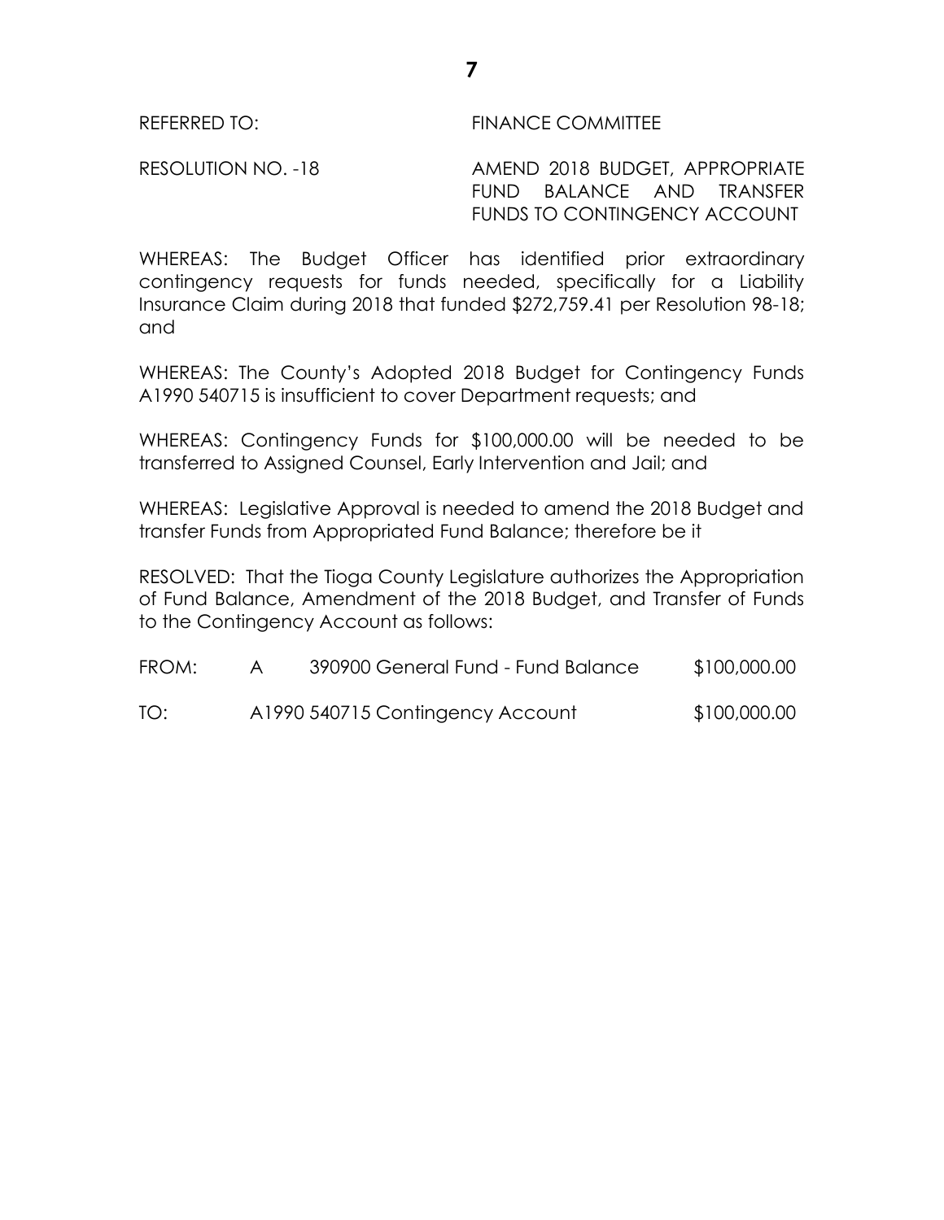REFERRED TO: FINANCE COMMITTEE

RESOLUTION NO. -18 AMEND 2018 BUDGET, APPROPRIATE FUND BALANCE AND TRANSFER FUNDS TO CONTINGENCY ACCOUNT

WHEREAS: The Budget Officer has identified prior extraordinary contingency requests for funds needed, specifically for a Liability Insurance Claim during 2018 that funded $272,759.41 per Resolution 98-18; and

WHEREAS: The County's Adopted 2018 Budget for Contingency Funds A1990 540715 is insufficient to cover Department requests; and

WHEREAS: Contingency Funds for $100,000.00 will be needed to be transferred to Assigned Counsel, Early Intervention and Jail; and

WHEREAS: Legislative Approval is needed to amend the 2018 Budget and transfer Funds from Appropriated Fund Balance; therefore be it

RESOLVED: That the Tioga County Legislature authorizes the Appropriation of Fund Balance, Amendment of the 2018 Budget, and Transfer of Funds to the Contingency Account as follows:

| | | | |
|---|---|---|---|
| FROM: | A | 390900 General Fund - Fund Balance | $100,000.00 |
| TO: | A1990 540715 Contingency Account | | $100,000.00 |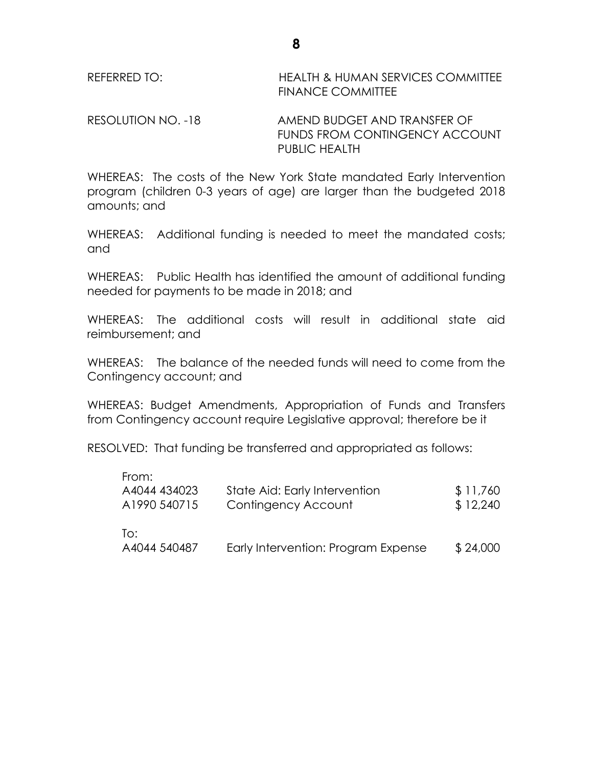REFERRED TO: HEALTH & HUMAN SERVICES COMMITTEE
FINANCE COMMITTEE

RESOLUTION NO. -18 AMEND BUDGET AND TRANSFER OF FUNDS FROM CONTINGENCY ACCOUNT PUBLIC HEALTH

WHEREAS: The costs of the New York State mandated Early Intervention program (children 0-3 years of age) are larger than the budgeted 2018 amounts; and

WHEREAS: Additional funding is needed to meet the mandated costs; and

WHEREAS: Public Health has identified the amount of additional funding needed for payments to be made in 2018; and

WHEREAS: The additional costs will result in additional state aid reimbursement; and

WHEREAS: The balance of the needed funds will need to come from the Contingency account; and

WHEREAS: Budget Amendments, Appropriation of Funds and Transfers from Contingency account require Legislative approval; therefore be it

RESOLVED: That funding be transferred and appropriated as follows:

| | | |
|---|---|---|
| From: | | |
| A4044 434023 | State Aid: Early Intervention | $ 11,760 |
| A1990 540715 | Contingency Account | $ 12,240 |
| To: | | |
| A4044 540487 | Early Intervention: Program Expense | $ 24,000 |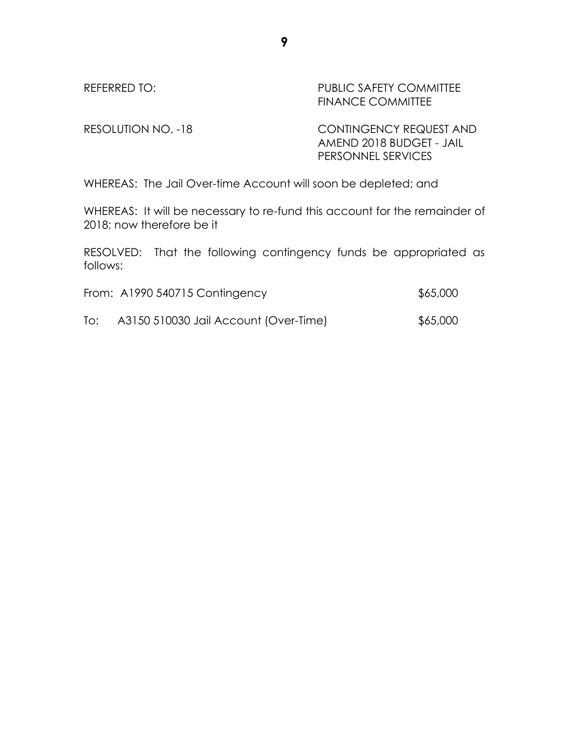REFERRED TO: PUBLIC SAFETY COMMITTEE
FINANCE COMMITTEE

RESOLUTION NO. -18 CONTINGENCY REQUEST AND AMEND 2018 BUDGET - JAIL PERSONNEL SERVICES

WHEREAS: The Jail Over-time Account will soon be depleted; and

WHEREAS: It will be necessary to re-fund this account for the remainder of 2018; now therefore be it

RESOLVED: That the following contingency funds be appropriated as follows:

| | | |
|---|---|---|
| From: | A1990 540715 Contingency | $65,000 |
| To: | A3150 510030 Jail Account (Over-Time) | $65,000 |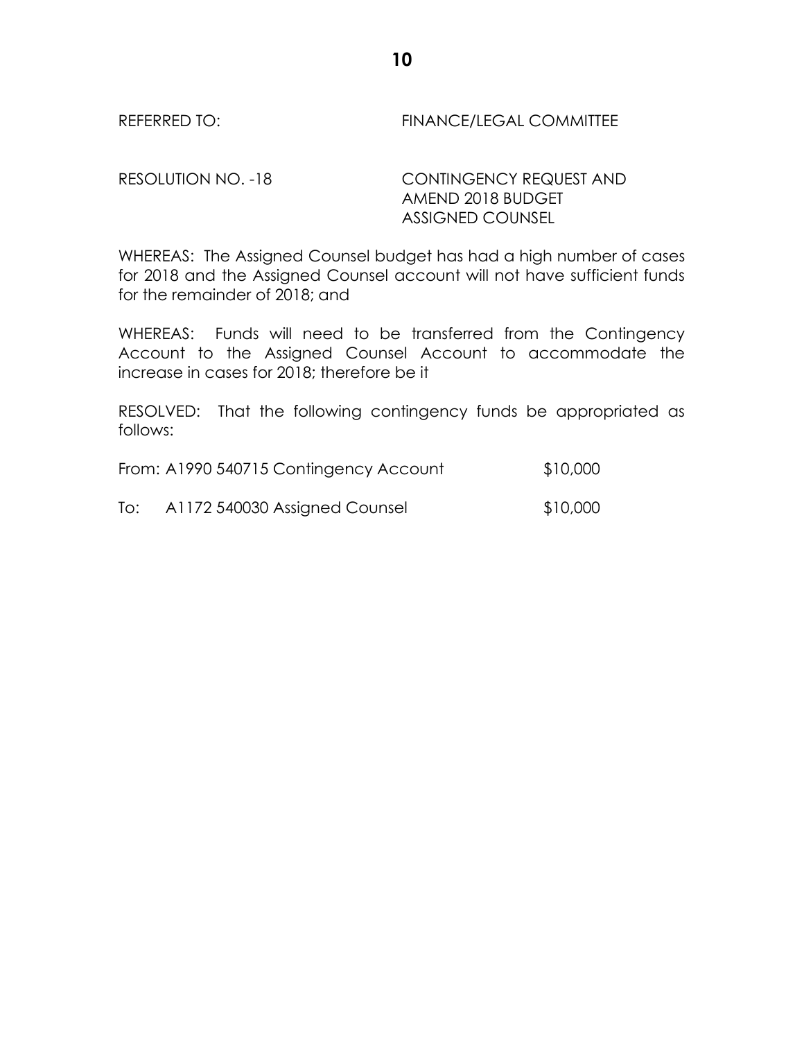REFERRED TO: FINANCE/LEGAL COMMITTEE

RESOLUTION NO. -18

CONTINGENCY REQUEST AND AMEND 2018 BUDGET ASSIGNED COUNSEL

WHEREAS: The Assigned Counsel budget has had a high number of cases for 2018 and the Assigned Counsel account will not have sufficient funds for the remainder of 2018; and

WHEREAS: Funds will need to be transferred from the Contingency Account to the Assigned Counsel Account to accommodate the increase in cases for 2018; therefore be it

RESOLVED: That the following contingency funds be appropriated as follows:

| | | |
|---|---|---|
| From: | A1990 540715 Contingency Account | $10,000 |
| To: | A1172 540030 Assigned Counsel | $10,000 |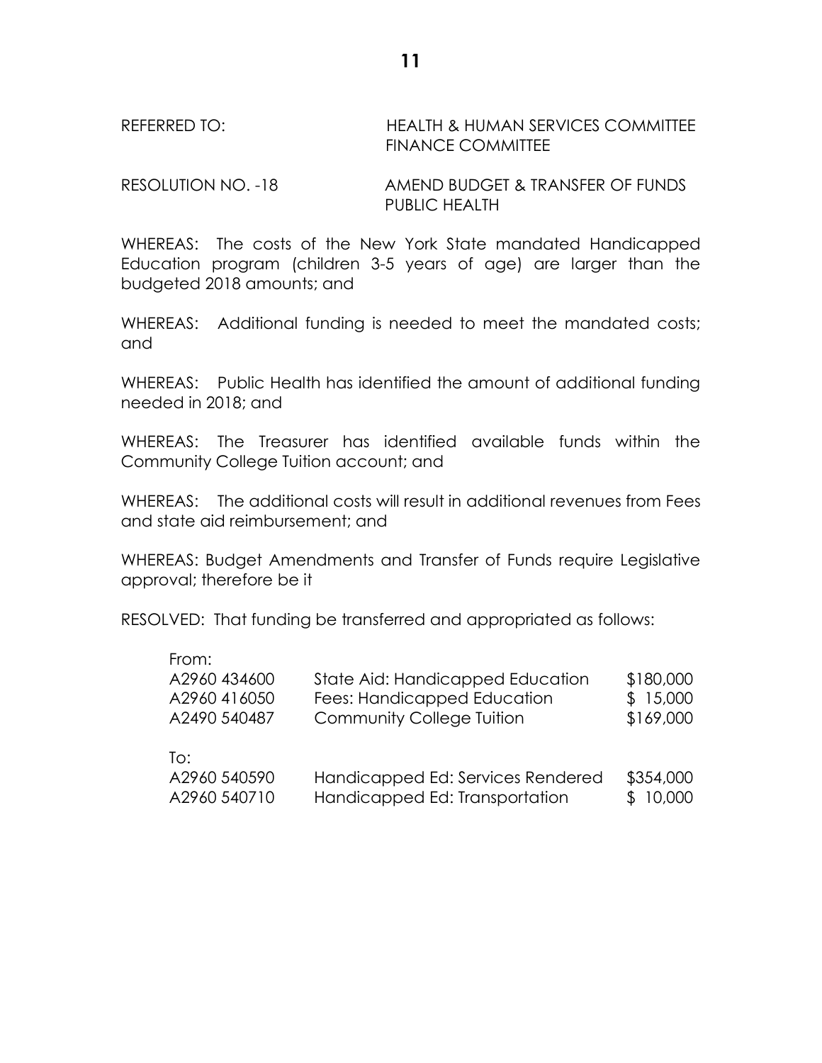REFERRED TO: HEALTH & HUMAN SERVICES COMMITTEE
FINANCE COMMITTEE

RESOLUTION NO. -18 AMEND BUDGET & TRANSFER OF FUNDS
PUBLIC HEALTH

WHEREAS: The costs of the New York State mandated Handicapped Education program (children 3-5 years of age) are larger than the budgeted 2018 amounts; and

WHEREAS: Additional funding is needed to meet the mandated costs; and

WHEREAS: Public Health has identified the amount of additional funding needed in 2018; and

WHEREAS: The Treasurer has identified available funds within the Community College Tuition account; and

WHEREAS: The additional costs will result in additional revenues from Fees and state aid reimbursement; and

WHEREAS: Budget Amendments and Transfer of Funds require Legislative approval; therefore be it

RESOLVED: That funding be transferred and appropriated as follows:

| | | |
|---|---|---|
| From: | | |
| A2960 434600 | State Aid: Handicapped Education | \$180,000 |
| A2960 416050 | Fees: Handicapped Education | \$ 15,000 |
| A2490 540487 | Community College Tuition | \$169,000 |
| To: | | |
| A2960 540590 | Handicapped Ed: Services Rendered | \$354,000 |
| A2960 540710 | Handicapped Ed: Transportation | \$ 10,000 |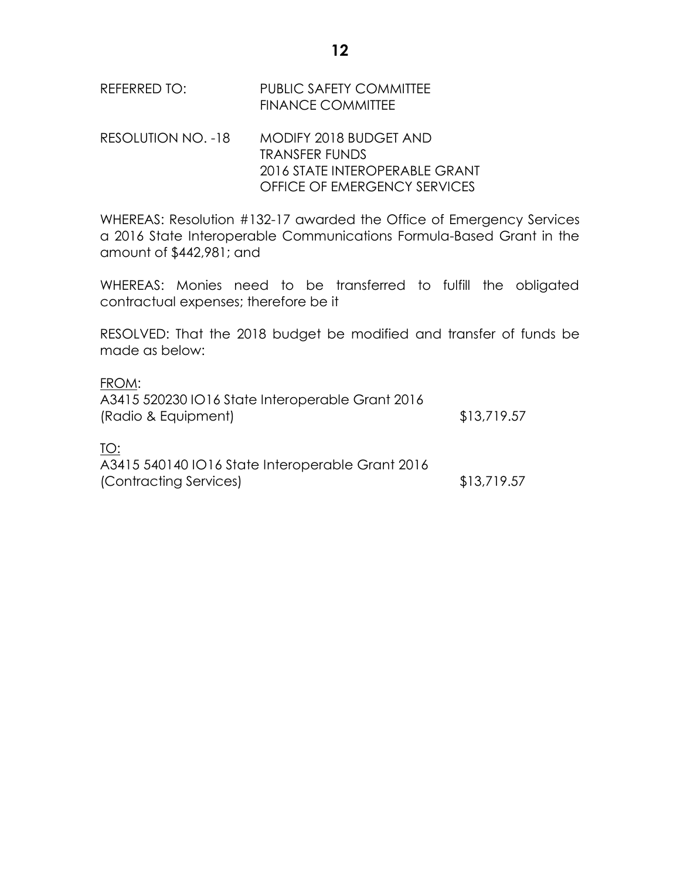REFERRED TO: PUBLIC SAFETY COMMITTEE
FINANCE COMMITTEE

RESOLUTION NO. -18 MODIFY 2018 BUDGET AND TRANSFER FUNDS
2016 STATE INTEROPERABLE GRANT
OFFICE OF EMERGENCY SERVICES

WHEREAS: Resolution #132-17 awarded the Office of Emergency Services a 2016 State Interoperable Communications Formula-Based Grant in the amount of $442,981; and

WHEREAS: Monies need to be transferred to fulfill the obligated contractual expenses; therefore be it

RESOLVED: That the 2018 budget be modified and transfer of funds be made as below:

<u>FROM</u>:
A3415 520230 IO16 State Interoperable Grant 2016
(Radio & Equipment) $13,719.57

<u>TO:</u>
A3415 540140 IO16 State Interoperable Grant 2016
(Contracting Services) $13,719.57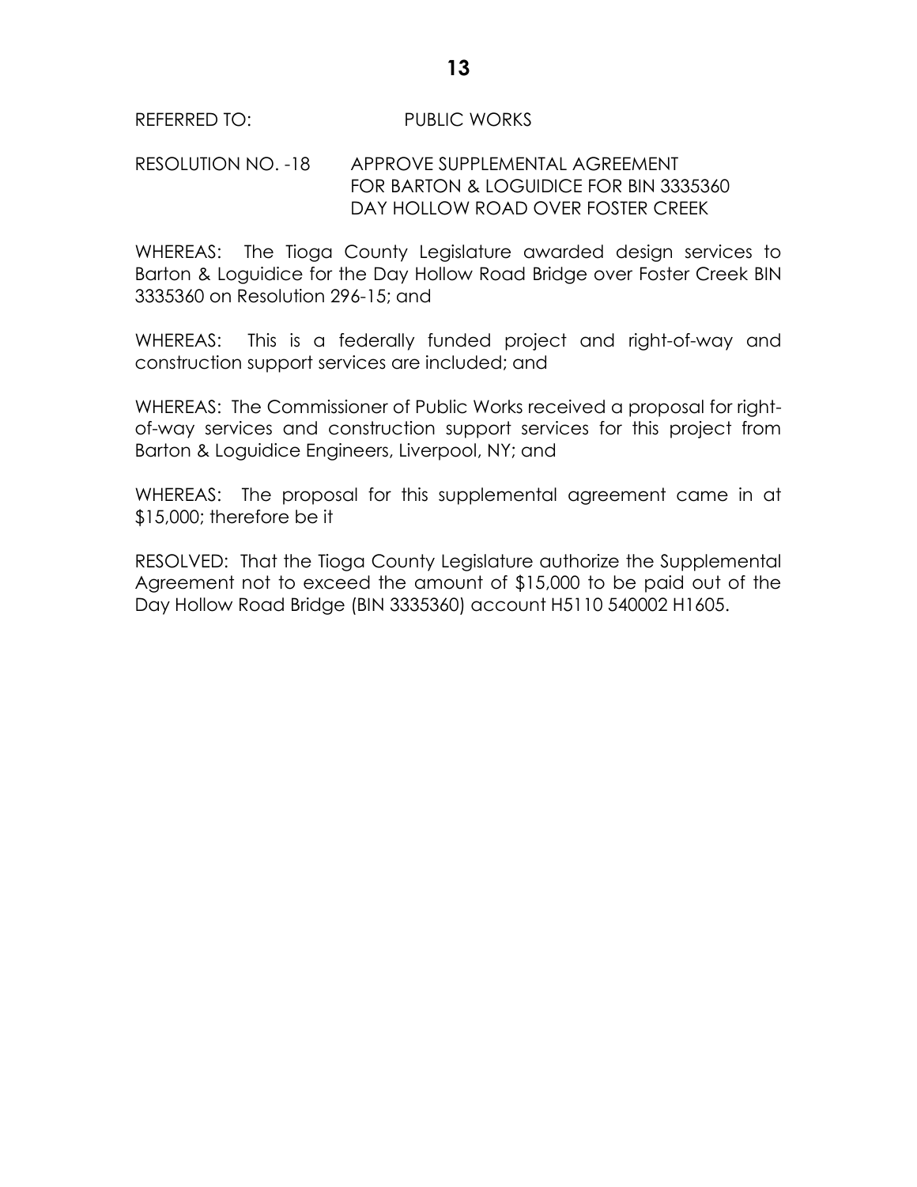REFERRED TO: PUBLIC WORKS

RESOLUTION NO. -18 APPROVE SUPPLEMENTAL AGREEMENT FOR BARTON & LOGUIDICE FOR BIN 3335360 DAY HOLLOW ROAD OVER FOSTER CREEK

WHEREAS: The Tioga County Legislature awarded design services to Barton & Loguidice for the Day Hollow Road Bridge over Foster Creek BIN 3335360 on Resolution 296-15; and

WHEREAS: This is a federally funded project and right-of-way and construction support services are included; and

WHEREAS: The Commissioner of Public Works received a proposal for right-of-way services and construction support services for this project from Barton & Loguidice Engineers, Liverpool, NY; and

WHEREAS: The proposal for this supplemental agreement came in at $15,000; therefore be it

RESOLVED: That the Tioga County Legislature authorize the Supplemental Agreement not to exceed the amount of $15,000 to be paid out of the Day Hollow Road Bridge (BIN 3335360) account H5110 540002 H1605.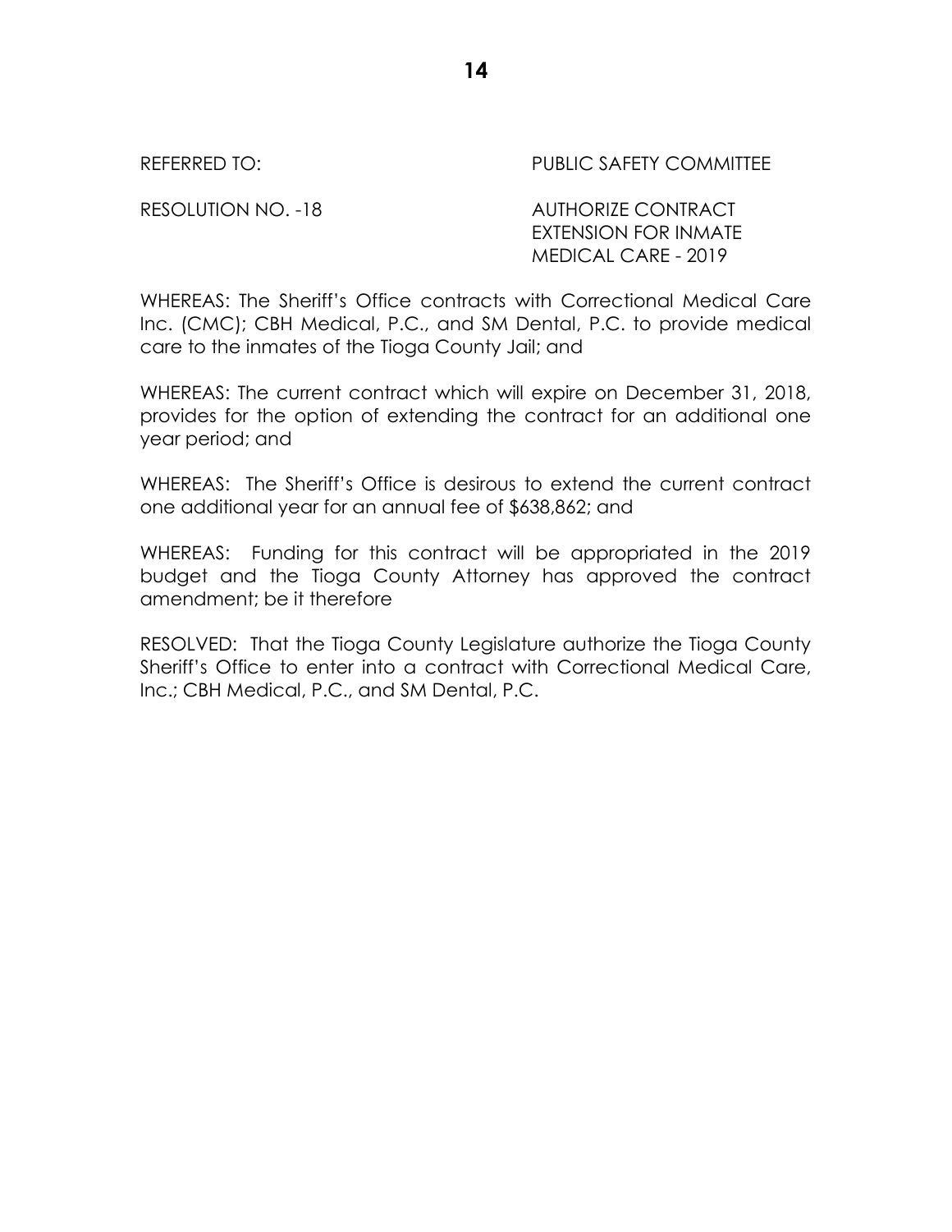REFERRED TO: PUBLIC SAFETY COMMITTEE

RESOLUTION NO. -18 AUTHORIZE CONTRACT EXTENSION FOR INMATE MEDICAL CARE - 2019

WHEREAS: The Sheriff's Office contracts with Correctional Medical Care Inc. (CMC); CBH Medical, P.C., and SM Dental, P.C. to provide medical care to the inmates of the Tioga County Jail; and

WHEREAS: The current contract which will expire on December 31, 2018, provides for the option of extending the contract for an additional one year period; and

WHEREAS: The Sheriff's Office is desirous to extend the current contract one additional year for an annual fee of $638,862; and

WHEREAS: Funding for this contract will be appropriated in the 2019 budget and the Tioga County Attorney has approved the contract amendment; be it therefore

RESOLVED: That the Tioga County Legislature authorize the Tioga County Sheriff's Office to enter into a contract with Correctional Medical Care, Inc.; CBH Medical, P.C., and SM Dental, P.C.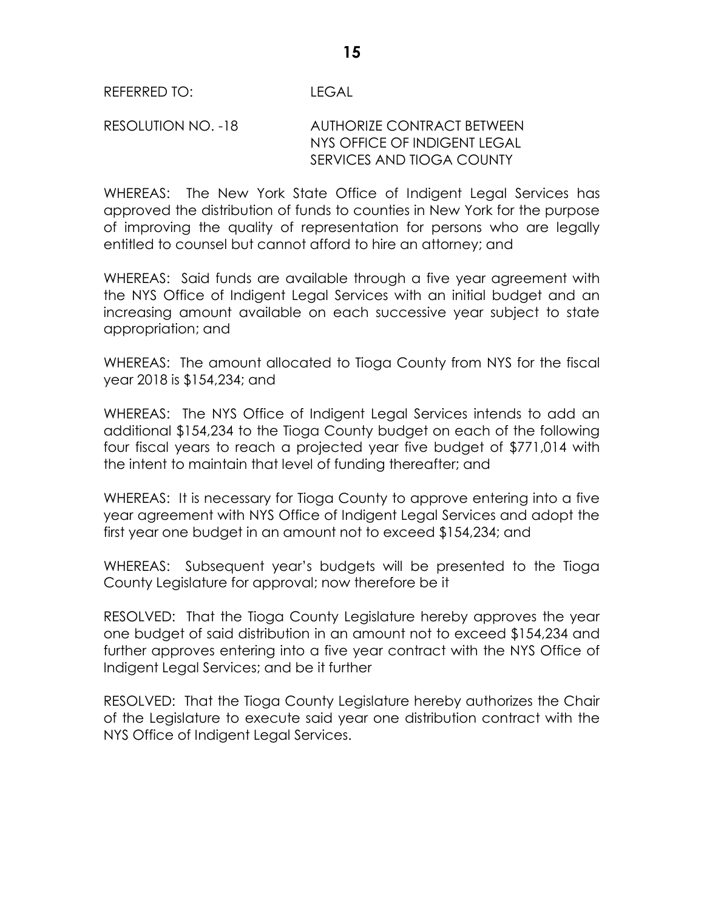REFERRED TO: LEGAL

RESOLUTION NO. -18 AUTHORIZE CONTRACT BETWEEN NYS OFFICE OF INDIGENT LEGAL SERVICES AND TIOGA COUNTY

WHEREAS: The New York State Office of Indigent Legal Services has approved the distribution of funds to counties in New York for the purpose of improving the quality of representation for persons who are legally entitled to counsel but cannot afford to hire an attorney; and

WHEREAS: Said funds are available through a five year agreement with the NYS Office of Indigent Legal Services with an initial budget and an increasing amount available on each successive year subject to state appropriation; and

WHEREAS: The amount allocated to Tioga County from NYS for the fiscal year 2018 is $154,234; and

WHEREAS: The NYS Office of Indigent Legal Services intends to add an additional $154,234 to the Tioga County budget on each of the following four fiscal years to reach a projected year five budget of $771,014 with the intent to maintain that level of funding thereafter; and

WHEREAS: It is necessary for Tioga County to approve entering into a five year agreement with NYS Office of Indigent Legal Services and adopt the first year one budget in an amount not to exceed $154,234; and

WHEREAS: Subsequent year's budgets will be presented to the Tioga County Legislature for approval; now therefore be it

RESOLVED: That the Tioga County Legislature hereby approves the year one budget of said distribution in an amount not to exceed $154,234 and further approves entering into a five year contract with the NYS Office of Indigent Legal Services; and be it further

RESOLVED: That the Tioga County Legislature hereby authorizes the Chair of the Legislature to execute said year one distribution contract with the NYS Office of Indigent Legal Services.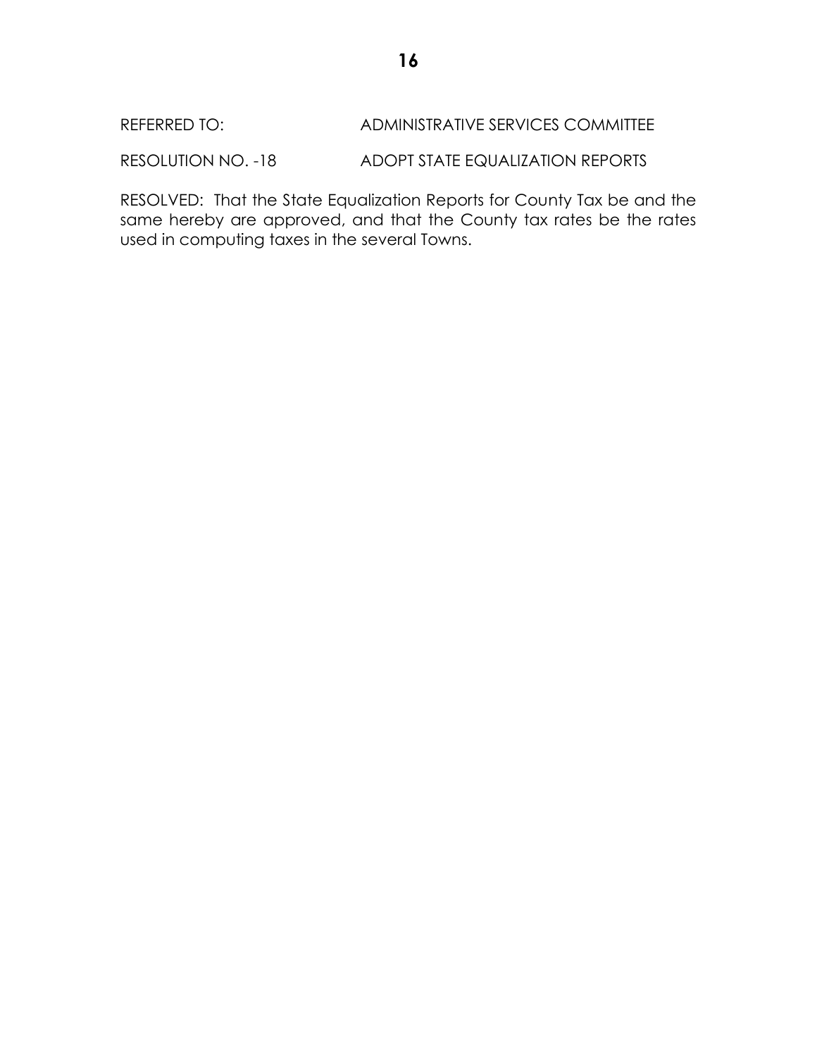REFERRED TO: ADMINISTRATIVE SERVICES COMMITTEE

RESOLUTION NO. -18 ADOPT STATE EQUALIZATION REPORTS

RESOLVED: That the State Equalization Reports for County Tax be and the same hereby are approved, and that the County tax rates be the rates used in computing taxes in the several Towns.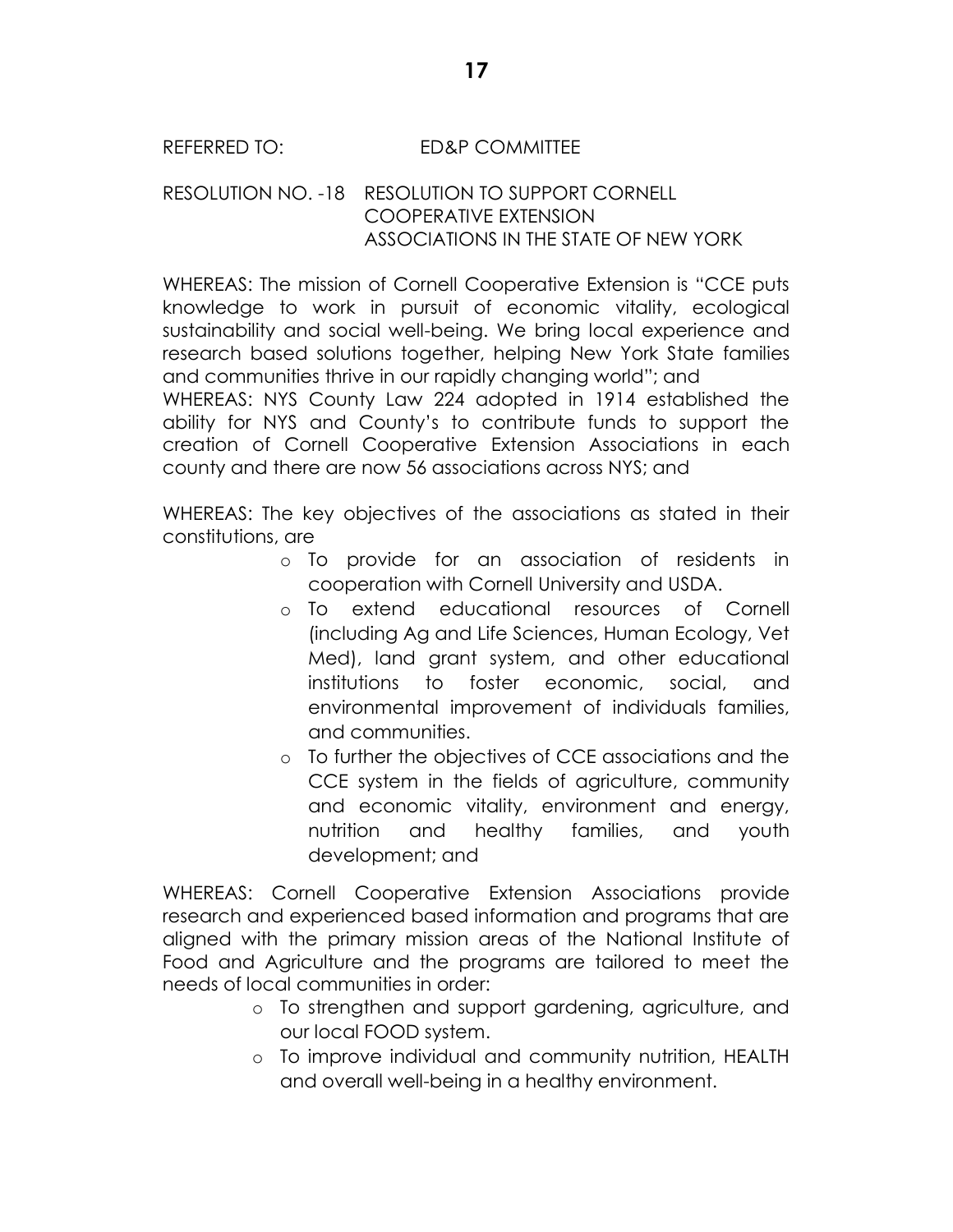REFERRED TO: ED&P COMMITTEE

RESOLUTION NO. -18 RESOLUTION TO SUPPORT CORNELL COOPERATIVE EXTENSION ASSOCIATIONS IN THE STATE OF NEW YORK

WHEREAS: The mission of Cornell Cooperative Extension is "CCE puts knowledge to work in pursuit of economic vitality, ecological sustainability and social well-being. We bring local experience and research based solutions together, helping New York State families and communities thrive in our rapidly changing world"; and

WHEREAS: NYS County Law 224 adopted in 1914 established the ability for NYS and County's to contribute funds to support the creation of Cornell Cooperative Extension Associations in each county and there are now 56 associations across NYS; and

WHEREAS: The key objectives of the associations as stated in their constitutions, are

- To provide for an association of residents in cooperation with Cornell University and USDA.
- To extend educational resources of Cornell (including Ag and Life Sciences, Human Ecology, Vet Med), land grant system, and other educational institutions to foster economic, social, and environmental improvement of individuals families, and communities.
- To further the objectives of CCE associations and the CCE system in the fields of agriculture, community and economic vitality, environment and energy, nutrition and healthy families, and youth development; and

WHEREAS: Cornell Cooperative Extension Associations provide research and experienced based information and programs that are aligned with the primary mission areas of the National Institute of Food and Agriculture and the programs are tailored to meet the needs of local communities in order:

- To strengthen and support gardening, agriculture, and our local FOOD system.
- To improve individual and community nutrition, HEALTH and overall well-being in a healthy environment.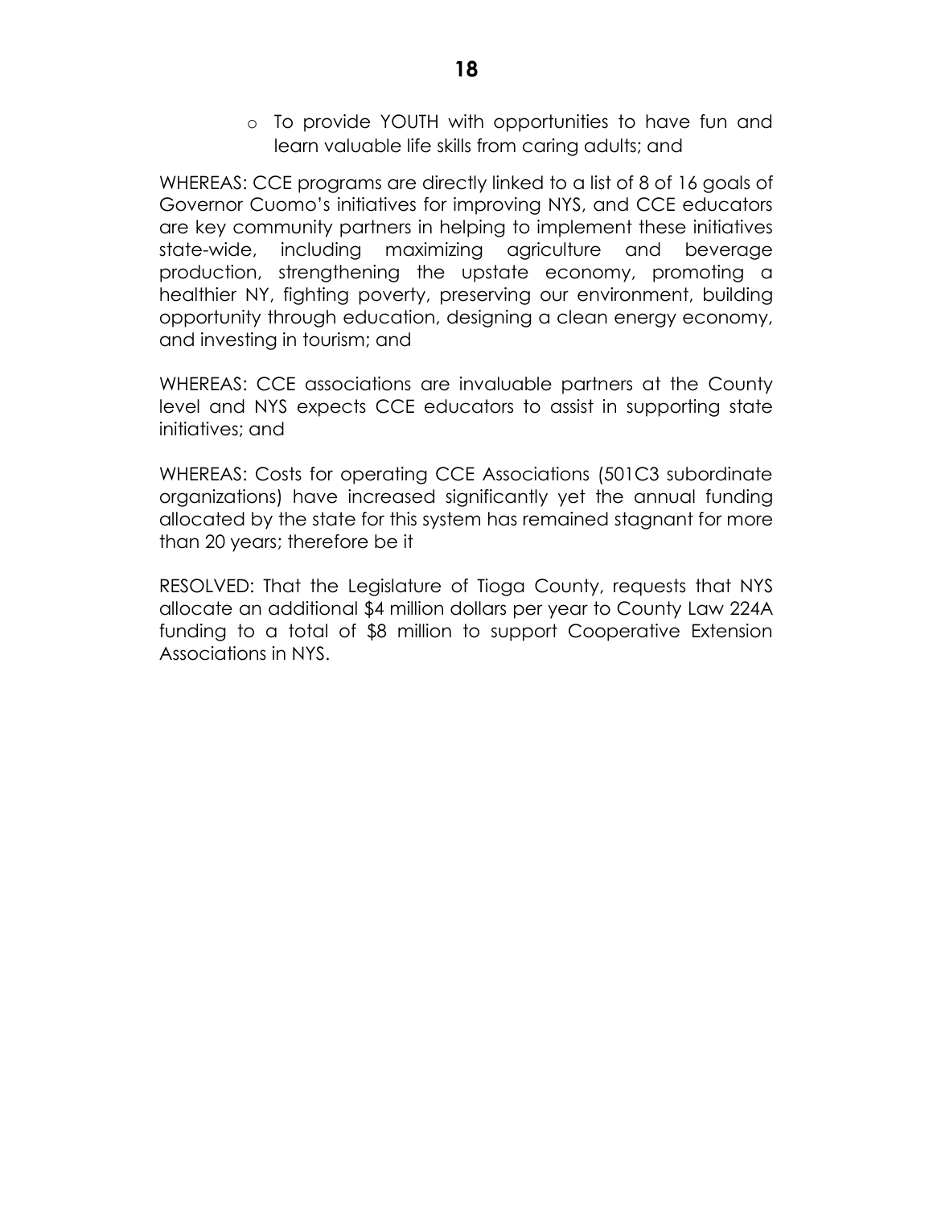- To provide YOUTH with opportunities to have fun and learn valuable life skills from caring adults; and

WHEREAS: CCE programs are directly linked to a list of 8 of 16 goals of Governor Cuomo's initiatives for improving NYS, and CCE educators are key community partners in helping to implement these initiatives state-wide, including maximizing agriculture and beverage production, strengthening the upstate economy, promoting a healthier NY, fighting poverty, preserving our environment, building opportunity through education, designing a clean energy economy, and investing in tourism; and

WHEREAS: CCE associations are invaluable partners at the County level and NYS expects CCE educators to assist in supporting state initiatives; and

WHEREAS: Costs for operating CCE Associations (501C3 subordinate organizations) have increased significantly yet the annual funding allocated by the state for this system has remained stagnant for more than 20 years; therefore be it

RESOLVED: That the Legislature of Tioga County, requests that NYS allocate an additional $4 million dollars per year to County Law 224A funding to a total of $8 million to support Cooperative Extension Associations in NYS.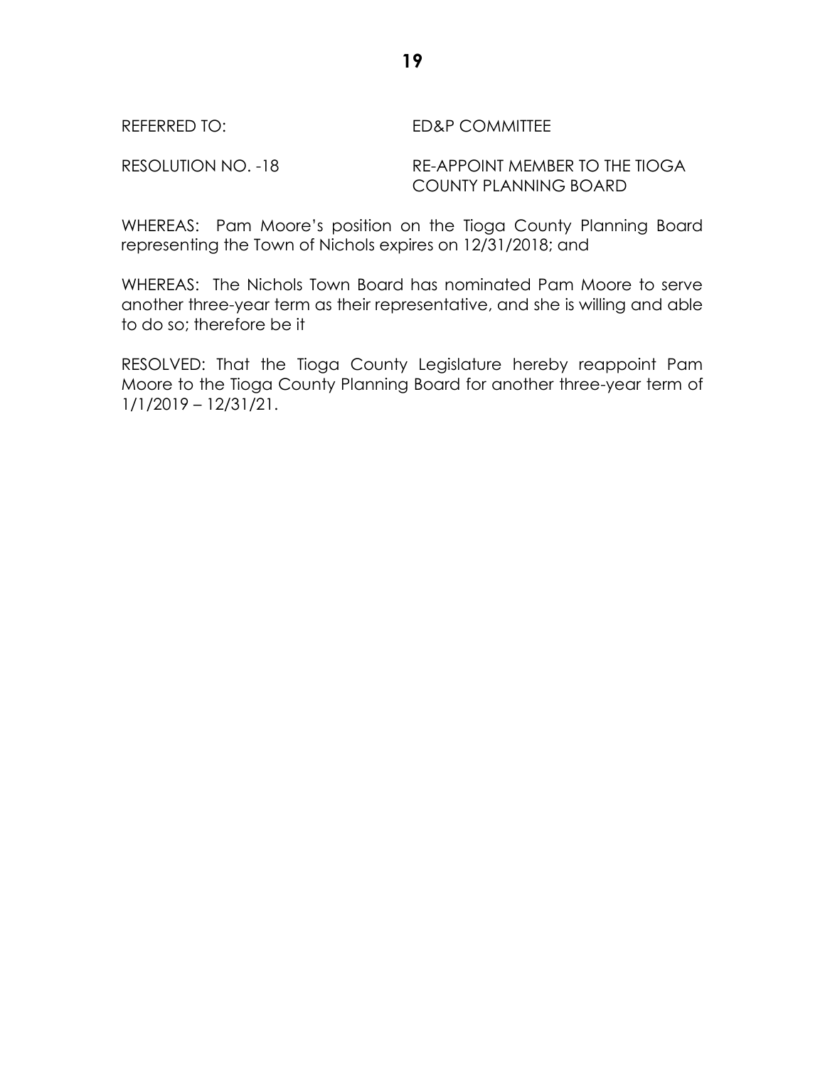REFERRED TO: ED&P COMMITTEE

RESOLUTION NO. -18 RE-APPOINT MEMBER TO THE TIOGA COUNTY PLANNING BOARD

WHEREAS: Pam Moore's position on the Tioga County Planning Board representing the Town of Nichols expires on 12/31/2018; and

WHEREAS: The Nichols Town Board has nominated Pam Moore to serve another three-year term as their representative, and she is willing and able to do so; therefore be it

RESOLVED: That the Tioga County Legislature hereby reappoint Pam Moore to the Tioga County Planning Board for another three-year term of 1/1/2019 – 12/31/21.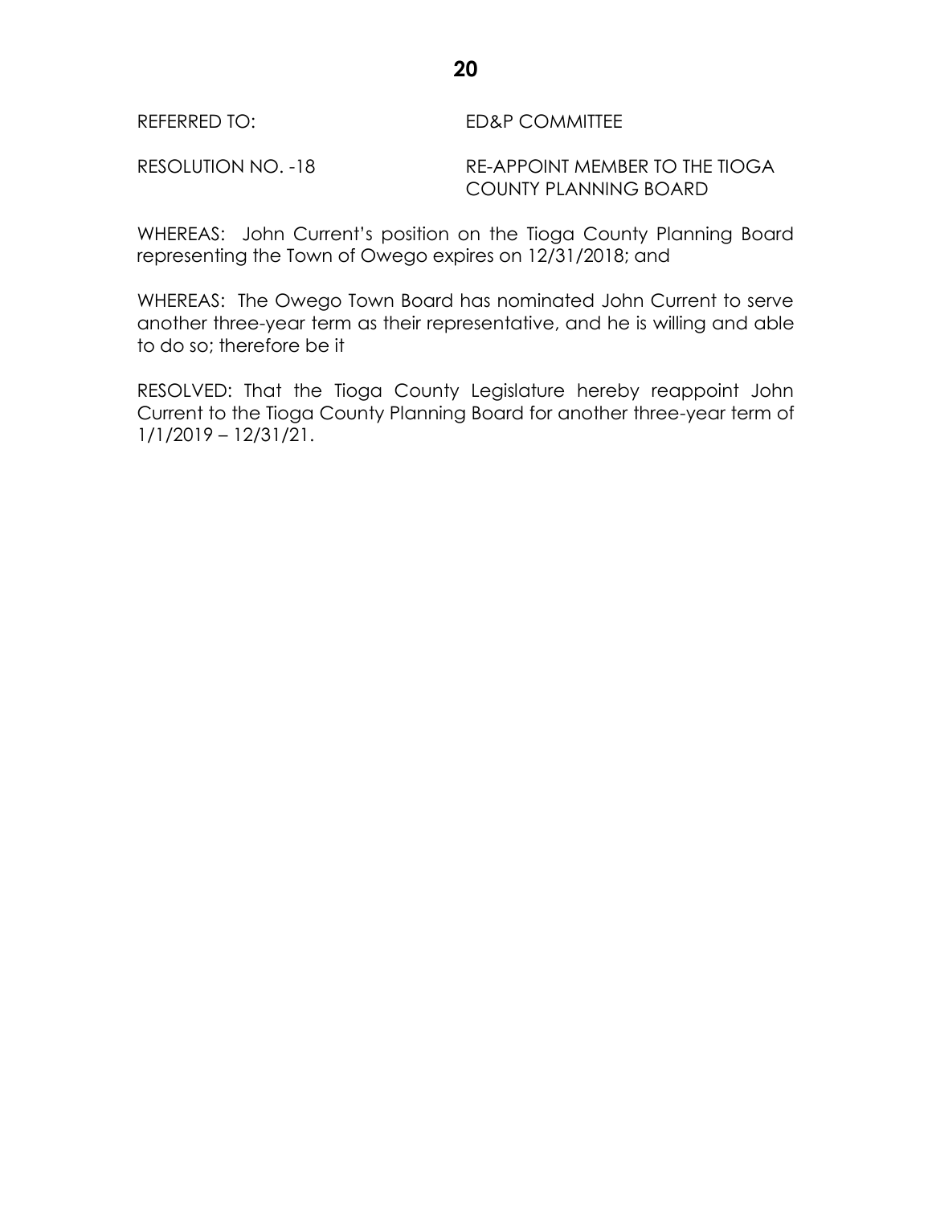REFERRED TO: ED&P COMMITTEE

RESOLUTION NO. -18 RE-APPOINT MEMBER TO THE TIOGA COUNTY PLANNING BOARD

WHEREAS: John Current's position on the Tioga County Planning Board representing the Town of Owego expires on 12/31/2018; and

WHEREAS: The Owego Town Board has nominated John Current to serve another three-year term as their representative, and he is willing and able to do so; therefore be it

RESOLVED: That the Tioga County Legislature hereby reappoint John Current to the Tioga County Planning Board for another three-year term of 1/1/2019 – 12/31/21.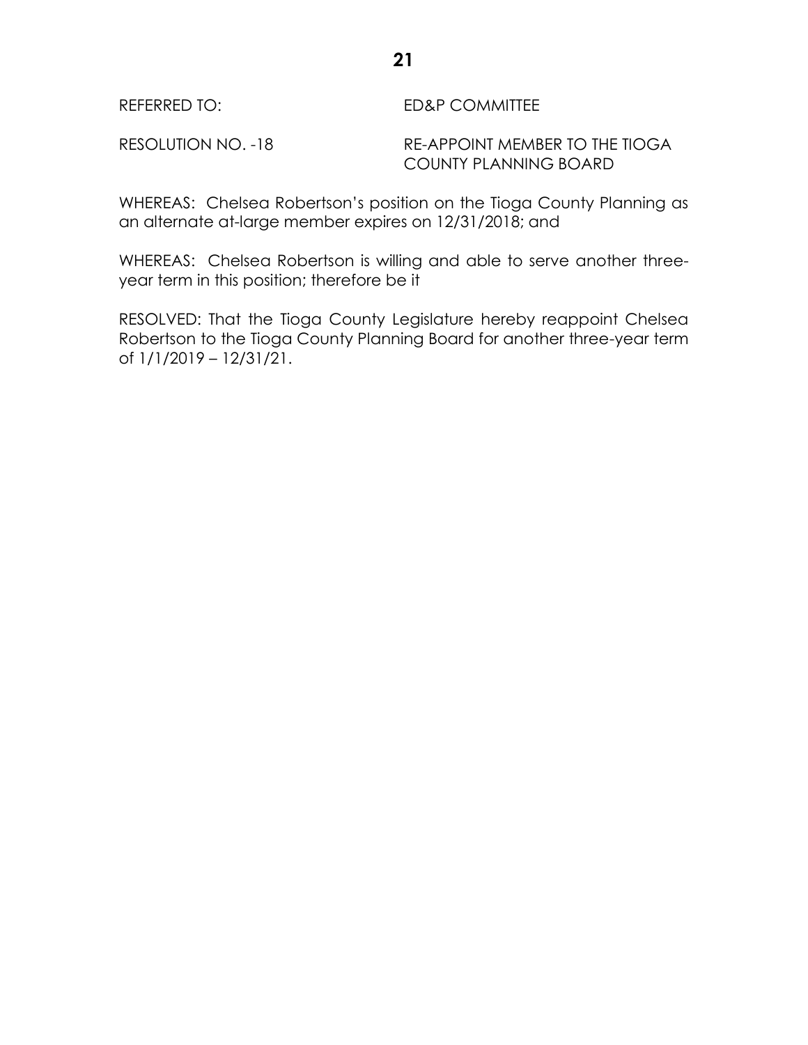REFERRED TO: ED&P COMMITTEE

RESOLUTION NO. -18 RE-APPOINT MEMBER TO THE TIOGA COUNTY PLANNING BOARD

WHEREAS: Chelsea Robertson's position on the Tioga County Planning as an alternate at-large member expires on 12/31/2018; and

WHEREAS: Chelsea Robertson is willing and able to serve another three-year term in this position; therefore be it

RESOLVED: That the Tioga County Legislature hereby reappoint Chelsea Robertson to the Tioga County Planning Board for another three-year term of 1/1/2019 – 12/31/21.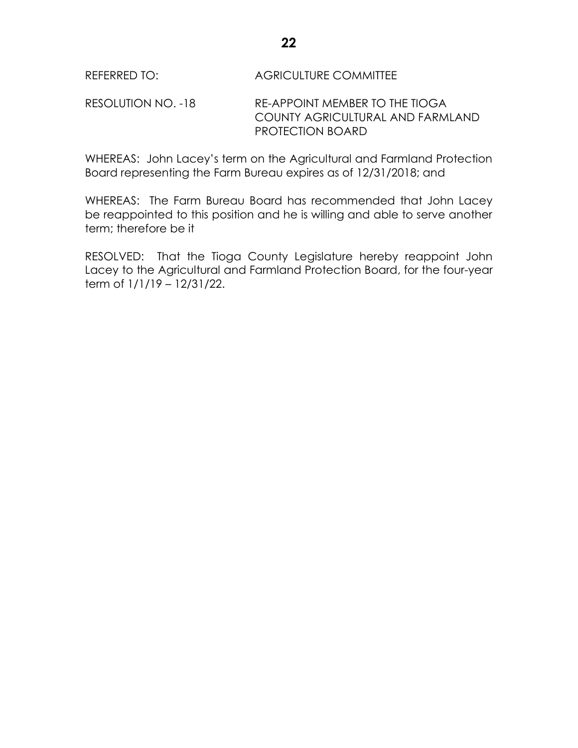REFERRED TO: AGRICULTURE COMMITTEE

RESOLUTION NO. -18 RE-APPOINT MEMBER TO THE TIOGA COUNTY AGRICULTURAL AND FARMLAND PROTECTION BOARD

WHEREAS: John Lacey's term on the Agricultural and Farmland Protection Board representing the Farm Bureau expires as of 12/31/2018; and

WHEREAS: The Farm Bureau Board has recommended that John Lacey be reappointed to this position and he is willing and able to serve another term; therefore be it

RESOLVED: That the Tioga County Legislature hereby reappoint John Lacey to the Agricultural and Farmland Protection Board, for the four-year term of 1/1/19 – 12/31/22.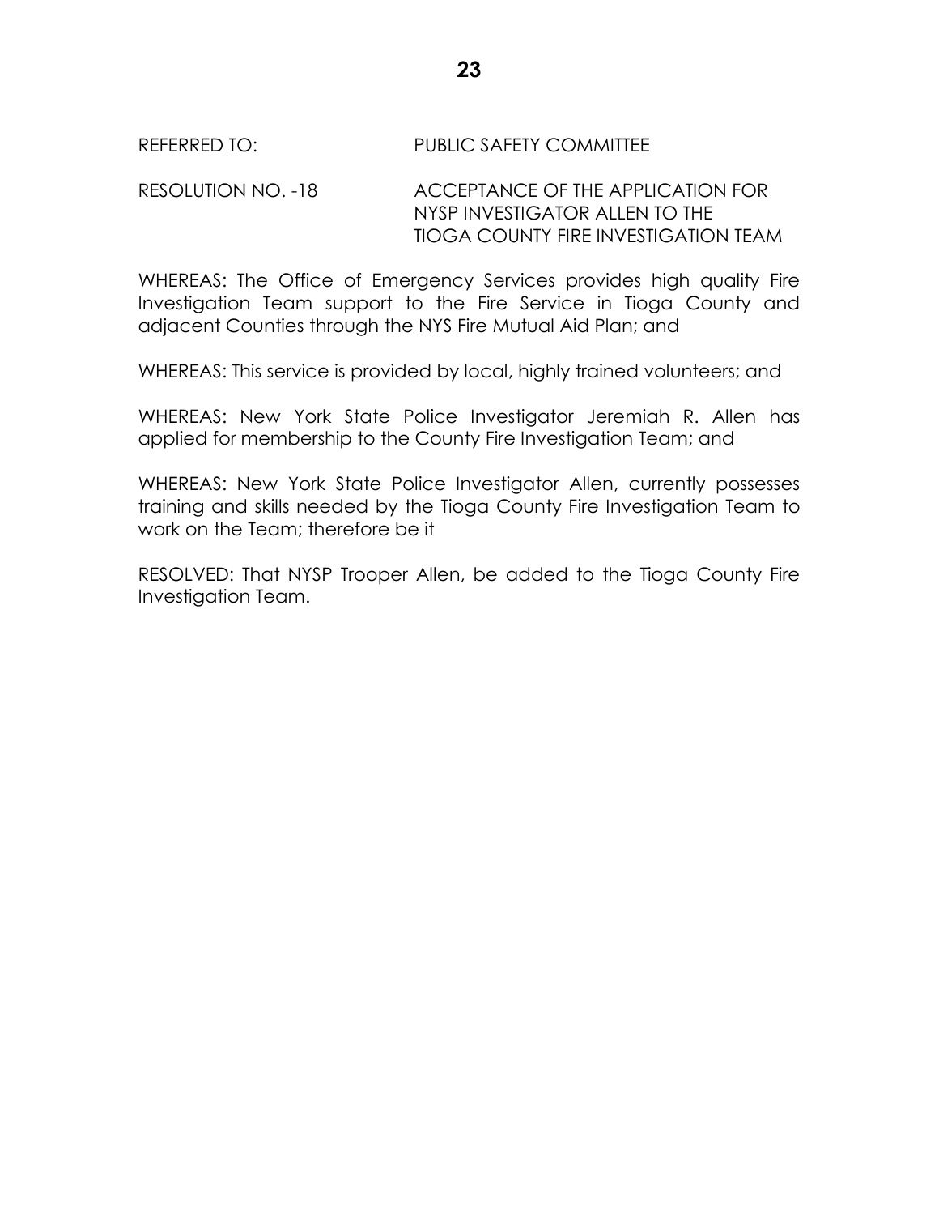REFERRED TO: PUBLIC SAFETY COMMITTEE

RESOLUTION NO. -18 ACCEPTANCE OF THE APPLICATION FOR NYSP INVESTIGATOR ALLEN TO THE TIOGA COUNTY FIRE INVESTIGATION TEAM

WHEREAS: The Office of Emergency Services provides high quality Fire Investigation Team support to the Fire Service in Tioga County and adjacent Counties through the NYS Fire Mutual Aid Plan; and

WHEREAS: This service is provided by local, highly trained volunteers; and

WHEREAS: New York State Police Investigator Jeremiah R. Allen has applied for membership to the County Fire Investigation Team; and

WHEREAS: New York State Police Investigator Allen, currently possesses training and skills needed by the Tioga County Fire Investigation Team to work on the Team; therefore be it

RESOLVED: That NYSP Trooper Allen, be added to the Tioga County Fire Investigation Team.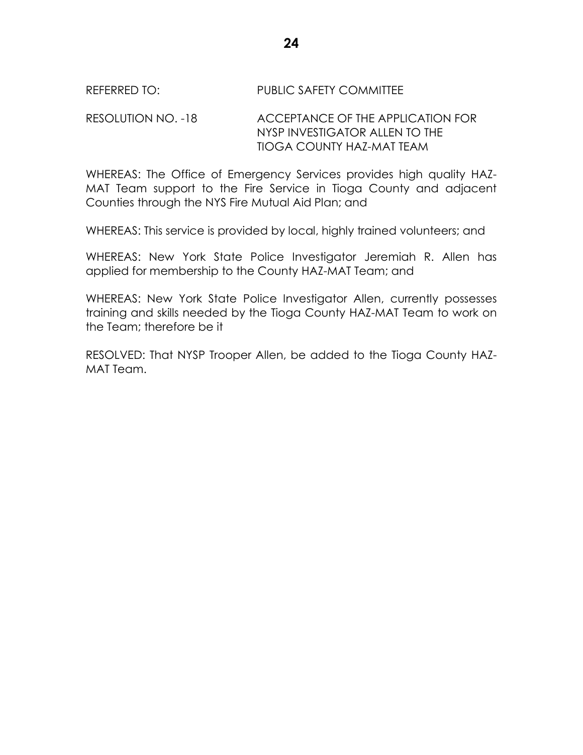REFERRED TO: PUBLIC SAFETY COMMITTEE

RESOLUTION NO. -18 ACCEPTANCE OF THE APPLICATION FOR NYSP INVESTIGATOR ALLEN TO THE TIOGA COUNTY HAZ-MAT TEAM

WHEREAS: The Office of Emergency Services provides high quality HAZ-MAT Team support to the Fire Service in Tioga County and adjacent Counties through the NYS Fire Mutual Aid Plan; and

WHEREAS: This service is provided by local, highly trained volunteers; and

WHEREAS: New York State Police Investigator Jeremiah R. Allen has applied for membership to the County HAZ-MAT Team; and

WHEREAS: New York State Police Investigator Allen, currently possesses training and skills needed by the Tioga County HAZ-MAT Team to work on the Team; therefore be it

RESOLVED: That NYSP Trooper Allen, be added to the Tioga County HAZ-MAT Team.